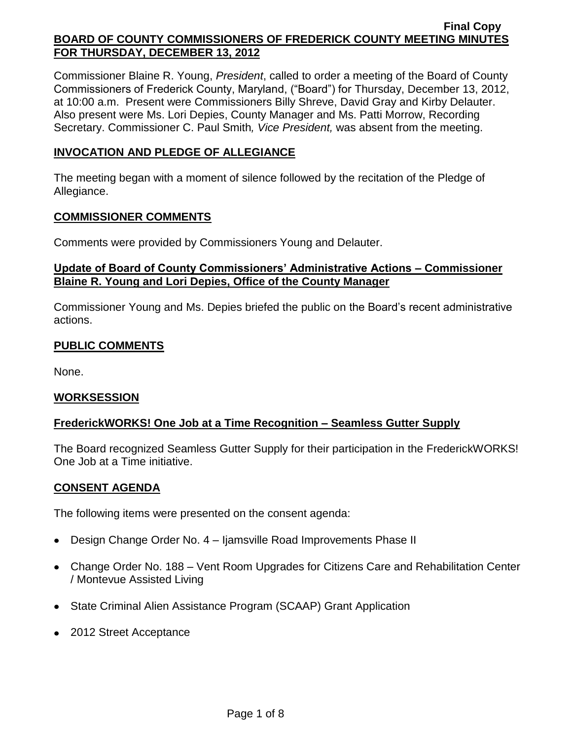**Final Copy**

# BOARD OF COUNTY COMMISSIONERS OF FREDERICK COUNTY MEETING MINUTES FOR THURSDAY, DECEMBER 13, 2012

Commissioner Blaine R. Young, *President*, called to order a meeting of the Board of County Commissioners of Frederick County, Maryland, ("Board") for Thursday, December 13, 2012, at 10:00 a.m. Present were Commissioners Billy Shreve, David Gray and Kirby Delauter. Also present were Ms. Lori Depies, County Manager and Ms. Patti Morrow, Recording Secretary. Commissioner C. Paul Smith*, Vice President,* was absent from the meeting.

## INVOCATION AND PLEDGE OF ALLEGIANCE

The meeting began with a moment of silence followed by the recitation of the Pledge of Allegiance.

## COMMISSIONER COMMENTS

Comments were provided by Commissioners Young and Delauter.

## Update of Board of County Commissioners' Administrative Actions – Commissioner Blaine R. Young and Lori Depies, Office of the County Manager

Commissioner Young and Ms. Depies briefed the public on the Board's recent administrative actions.

## PUBLIC COMMENTS

None.

## WORKSESSION

## FrederickWORKS! One Job at a Time Recognition – Seamless Gutter Supply

The Board recognized Seamless Gutter Supply for their participation in the FrederickWORKS! One Job at a Time initiative.

## CONSENT AGENDA

The following items were presented on the consent agenda:

- Design Change Order No. 4 – Ijamsville Road Improvements Phase II
- Change Order No. 188 – Vent Room Upgrades for Citizens Care and Rehabilitation Center / Montevue Assisted Living
- State Criminal Alien Assistance Program (SCAAP) Grant Application
- 2012 Street Acceptance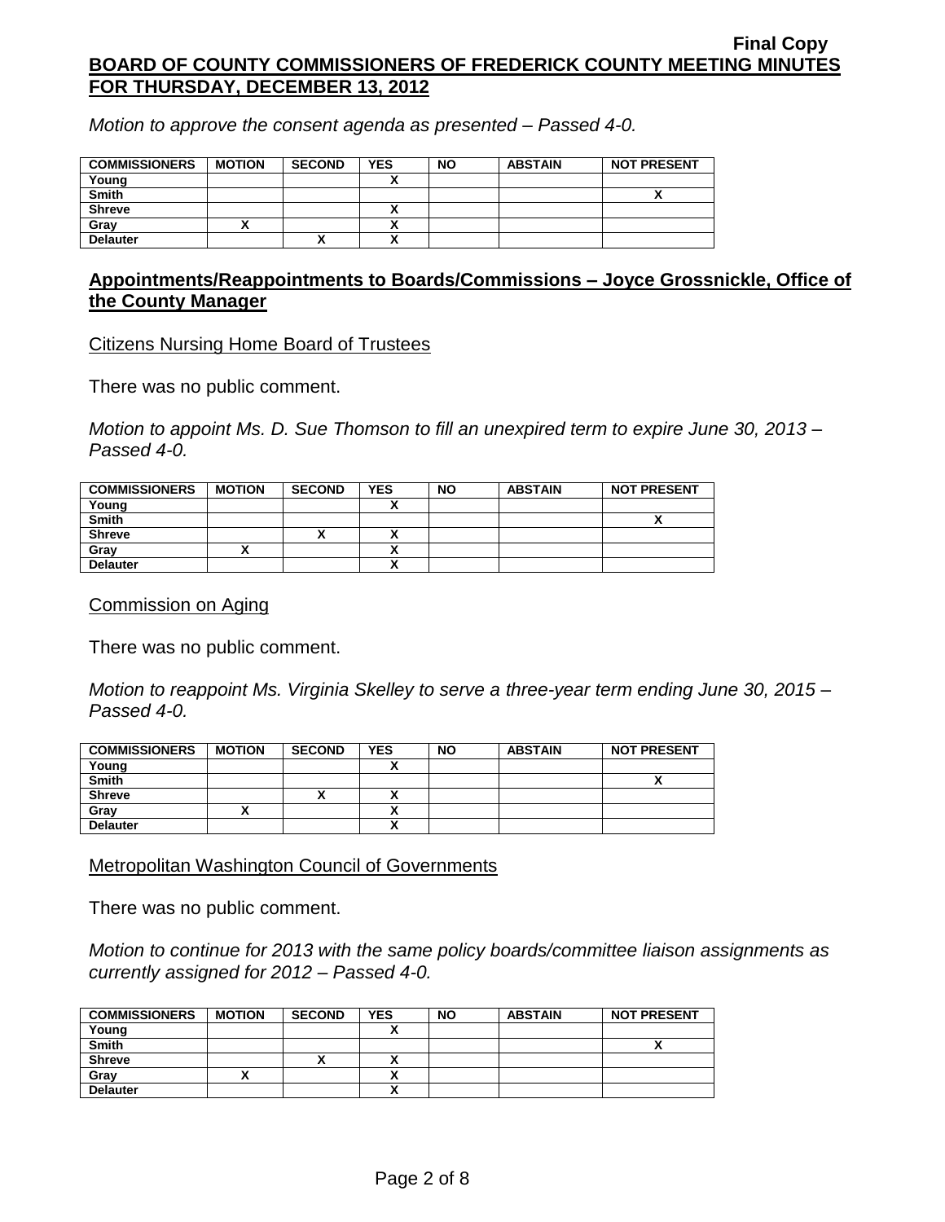*Motion to approve the consent agenda as presented – Passed 4-0.*

| COMMISSIONERS | MOTION | SECOND | YES | NO | ABSTAIN | NOT PRESENT |
|---|---|---|---|---|---|---|
| Young | | | X | | | |
| Smith | | | | | | X |
| Shreve | | | X | | | |
| Gray | X | | X | | | |
| Delauter | | X | X | | | |

## Appointments/Reappointments to Boards/Commissions – Joyce Grossnickle, Office of the County Manager

Citizens Nursing Home Board of Trustees

There was no public comment.

*Motion to appoint Ms. D. Sue Thomson to fill an unexpired term to expire June 30, 2013 – Passed 4-0.*

| COMMISSIONERS | MOTION | SECOND | YES | NO | ABSTAIN | NOT PRESENT |
|---|---|---|---|---|---|---|
| Young | | | X | | | |
| Smith | | | | | | X |
| Shreve | | X | X | | | |
| Gray | X | | X | | | |
| Delauter | | | X | | | |

Commission on Aging

There was no public comment.

*Motion to reappoint Ms. Virginia Skelley to serve a three-year term ending June 30, 2015 – Passed 4-0.*

| COMMISSIONERS | MOTION | SECOND | YES | NO | ABSTAIN | NOT PRESENT |
|---|---|---|---|---|---|---|
| Young | | | X | | | |
| Smith | | | | | | X |
| Shreve | | X | X | | | |
| Gray | X | | X | | | |
| Delauter | | | X | | | |

Metropolitan Washington Council of Governments

There was no public comment.

*Motion to continue for 2013 with the same policy boards/committee liaison assignments as currently assigned for 2012 – Passed 4-0.*

| COMMISSIONERS | MOTION | SECOND | YES | NO | ABSTAIN | NOT PRESENT |
|---|---|---|---|---|---|---|
| Young | | | X | | | |
| Smith | | | | | | X |
| Shreve | | X | X | | | |
| Gray | X | | X | | | |
| Delauter | | | X | | | |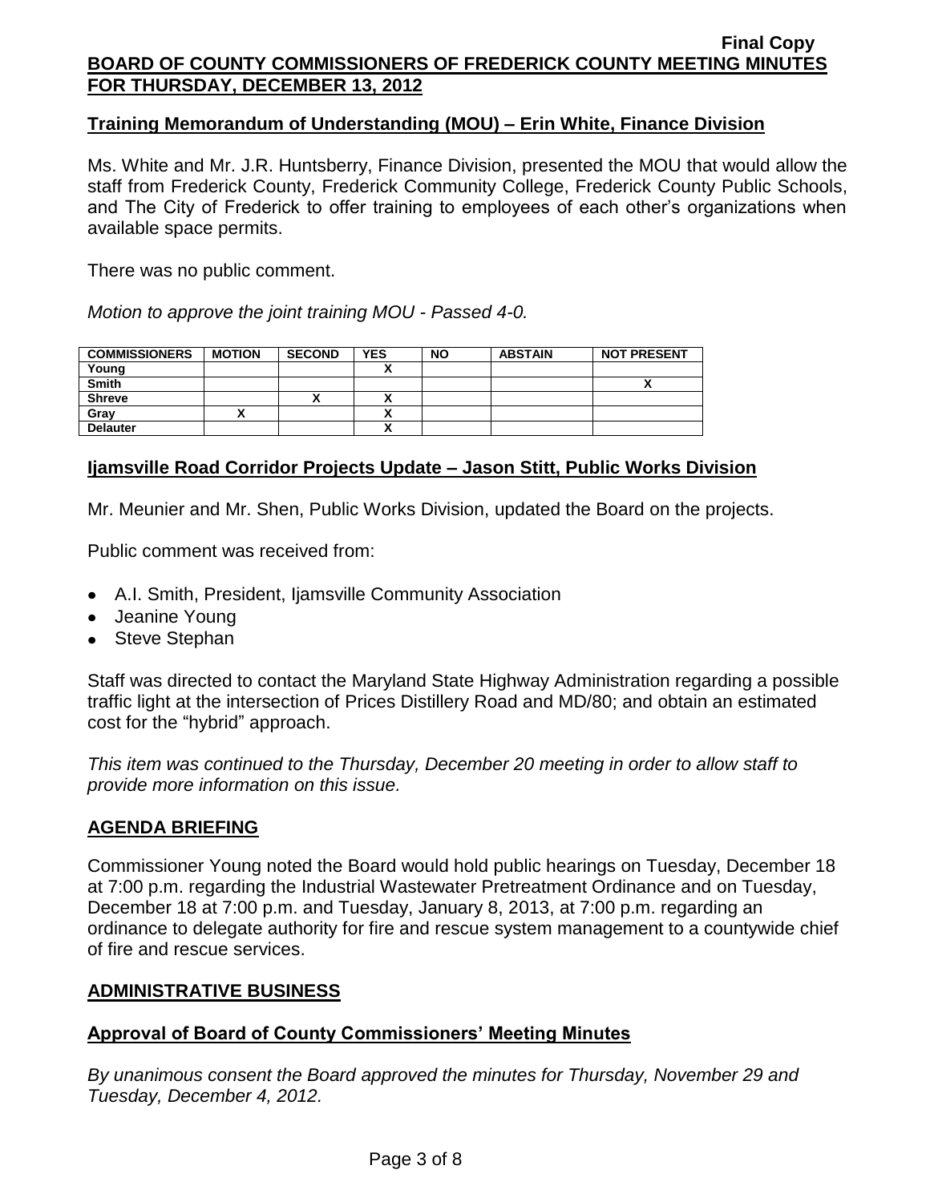## Training Memorandum of Understanding (MOU) – Erin White, Finance Division

Ms. White and Mr. J.R. Huntsberry, Finance Division, presented the MOU that would allow the staff from Frederick County, Frederick Community College, Frederick County Public Schools, and The City of Frederick to offer training to employees of each other's organizations when available space permits.

There was no public comment.

*Motion to approve the joint training MOU - Passed 4-0.*

| COMMISSIONERS | MOTION | SECOND | YES | NO | ABSTAIN | NOT PRESENT |
|---|---|---|---|---|---|---|
| Young | | | X | | | |
| Smith | | | | | | X |
| Shreve | | X | X | | | |
| Gray | X | | X | | | |
| Delauter | | | X | | | |

## Ijamsville Road Corridor Projects Update – Jason Stitt, Public Works Division

Mr. Meunier and Mr. Shen, Public Works Division, updated the Board on the projects.

Public comment was received from:

- A.I. Smith, President, Ijamsville Community Association
- Jeanine Young
- Steve Stephan

Staff was directed to contact the Maryland State Highway Administration regarding a possible traffic light at the intersection of Prices Distillery Road and MD/80; and obtain an estimated cost for the "hybrid" approach.

*This item was continued to the Thursday, December 20 meeting in order to allow staff to provide more information on this issue.*

## AGENDA BRIEFING

Commissioner Young noted the Board would hold public hearings on Tuesday, December 18 at 7:00 p.m. regarding the Industrial Wastewater Pretreatment Ordinance and on Tuesday, December 18 at 7:00 p.m. and Tuesday, January 8, 2013, at 7:00 p.m. regarding an ordinance to delegate authority for fire and rescue system management to a countywide chief of fire and rescue services.

## ADMINISTRATIVE BUSINESS

## Approval of Board of County Commissioners' Meeting Minutes

*By unanimous consent the Board approved the minutes for Thursday, November 29 and Tuesday, December 4, 2012.*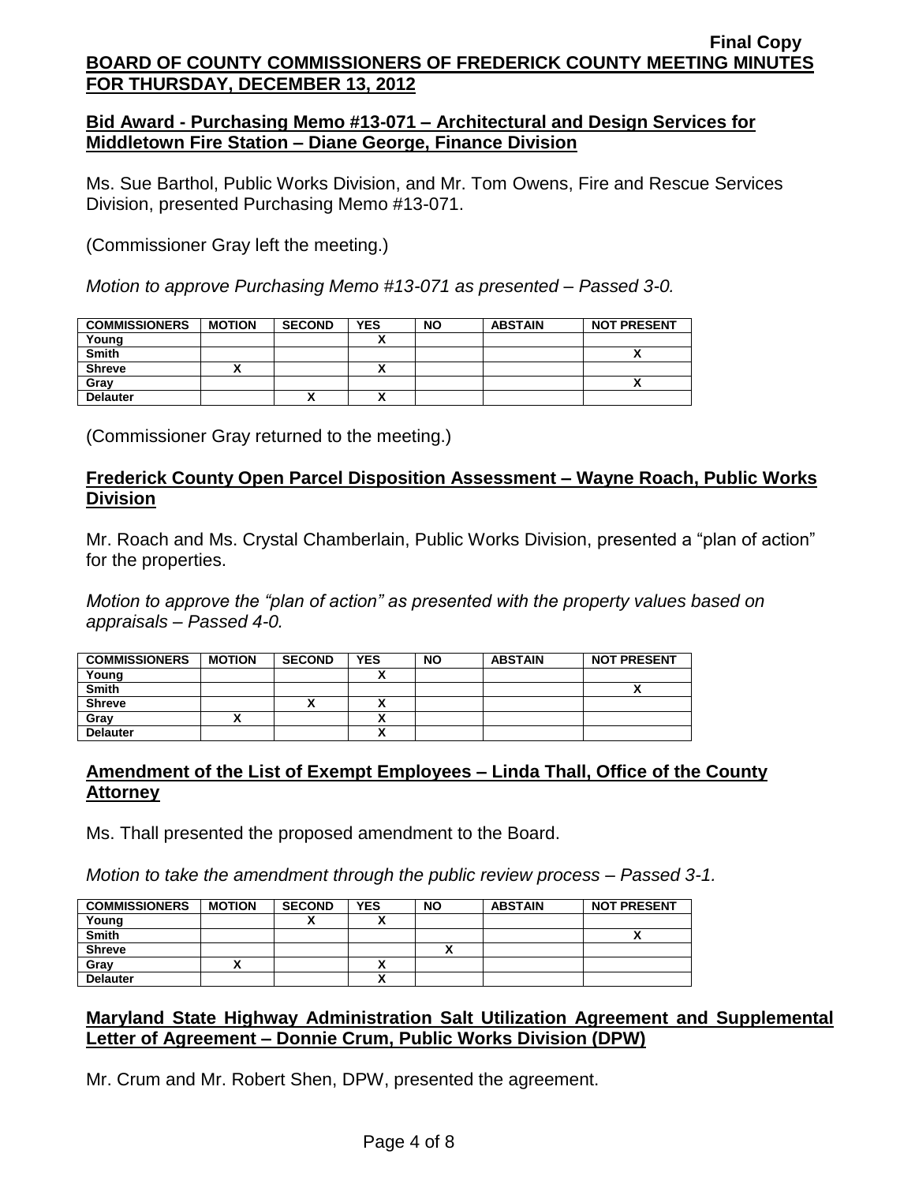## Bid Award - Purchasing Memo #13-071 – Architectural and Design Services for Middletown Fire Station – Diane George, Finance Division

Ms. Sue Barthol, Public Works Division, and Mr. Tom Owens, Fire and Rescue Services Division, presented Purchasing Memo #13-071.

(Commissioner Gray left the meeting.)

*Motion to approve Purchasing Memo #13-071 as presented – Passed 3-0.*

| COMMISSIONERS | MOTION | SECOND | YES | NO | ABSTAIN | NOT PRESENT |
|---|---|---|---|---|---|---|
| Young | | | X | | | |
| Smith | | | | | | X |
| Shreve | X | | X | | | |
| Gray | | | | | | X |
| Delauter | | X | X | | | |

(Commissioner Gray returned to the meeting.)

## Frederick County Open Parcel Disposition Assessment – Wayne Roach, Public Works Division

Mr. Roach and Ms. Crystal Chamberlain, Public Works Division, presented a "plan of action" for the properties.

*Motion to approve the "plan of action" as presented with the property values based on appraisals – Passed 4-0.*

| COMMISSIONERS | MOTION | SECOND | YES | NO | ABSTAIN | NOT PRESENT |
|---|---|---|---|---|---|---|
| Young | | | X | | | |
| Smith | | | | | | X |
| Shreve | | X | X | | | |
| Gray | X | | X | | | |
| Delauter | | | X | | | |

## Amendment of the List of Exempt Employees – Linda Thall, Office of the County Attorney

Ms. Thall presented the proposed amendment to the Board.

*Motion to take the amendment through the public review process – Passed 3-1.*

| COMMISSIONERS | MOTION | SECOND | YES | NO | ABSTAIN | NOT PRESENT |
|---|---|---|---|---|---|---|
| Young | | X | X | | | |
| Smith | | | | | | X |
| Shreve | | | | X | | |
| Gray | X | | X | | | |
| Delauter | | | X | | | |

## Maryland State Highway Administration Salt Utilization Agreement and Supplemental Letter of Agreement – Donnie Crum, Public Works Division (DPW)

Mr. Crum and Mr. Robert Shen, DPW, presented the agreement.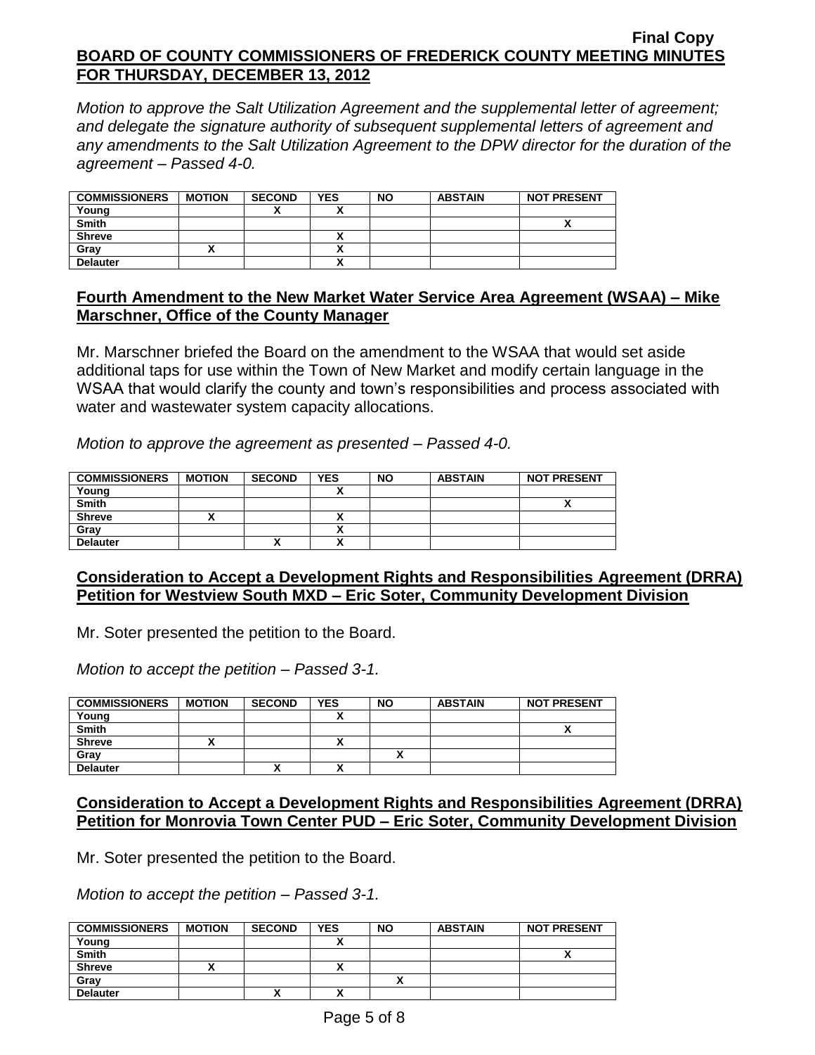*Motion to approve the Salt Utilization Agreement and the supplemental letter of agreement; and delegate the signature authority of subsequent supplemental letters of agreement and any amendments to the Salt Utilization Agreement to the DPW director for the duration of the agreement – Passed 4-0.*

| COMMISSIONERS | MOTION | SECOND | YES | NO | ABSTAIN | NOT PRESENT |
|---|---|---|---|---|---|---|
| Young | | X | X | | | |
| Smith | | | | | | X |
| Shreve | | | X | | | |
| Gray | X | | X | | | |
| Delauter | | | X | | | |

## Fourth Amendment to the New Market Water Service Area Agreement (WSAA) – Mike Marschner, Office of the County Manager

Mr. Marschner briefed the Board on the amendment to the WSAA that would set aside additional taps for use within the Town of New Market and modify certain language in the WSAA that would clarify the county and town's responsibilities and process associated with water and wastewater system capacity allocations.

*Motion to approve the agreement as presented – Passed 4-0.*

| COMMISSIONERS | MOTION | SECOND | YES | NO | ABSTAIN | NOT PRESENT |
|---|---|---|---|---|---|---|
| Young | | | X | | | |
| Smith | | | | | | X |
| Shreve | X | | X | | | |
| Gray | | | X | | | |
| Delauter | | X | X | | | |

## Consideration to Accept a Development Rights and Responsibilities Agreement (DRRA) Petition for Westview South MXD – Eric Soter, Community Development Division

Mr. Soter presented the petition to the Board.

*Motion to accept the petition – Passed 3-1.*

| COMMISSIONERS | MOTION | SECOND | YES | NO | ABSTAIN | NOT PRESENT |
|---|---|---|---|---|---|---|
| Young | | | X | | | |
| Smith | | | | | | X |
| Shreve | X | | X | | | |
| Gray | | | | X | | |
| Delauter | | X | X | | | |

## Consideration to Accept a Development Rights and Responsibilities Agreement (DRRA) Petition for Monrovia Town Center PUD – Eric Soter, Community Development Division

Mr. Soter presented the petition to the Board.

*Motion to accept the petition – Passed 3-1.*

| COMMISSIONERS | MOTION | SECOND | YES | NO | ABSTAIN | NOT PRESENT |
|---|---|---|---|---|---|---|
| Young | | | X | | | |
| Smith | | | | | | X |
| Shreve | X | | X | | | |
| Gray | | | | X | | |
| Delauter | | X | X | | | |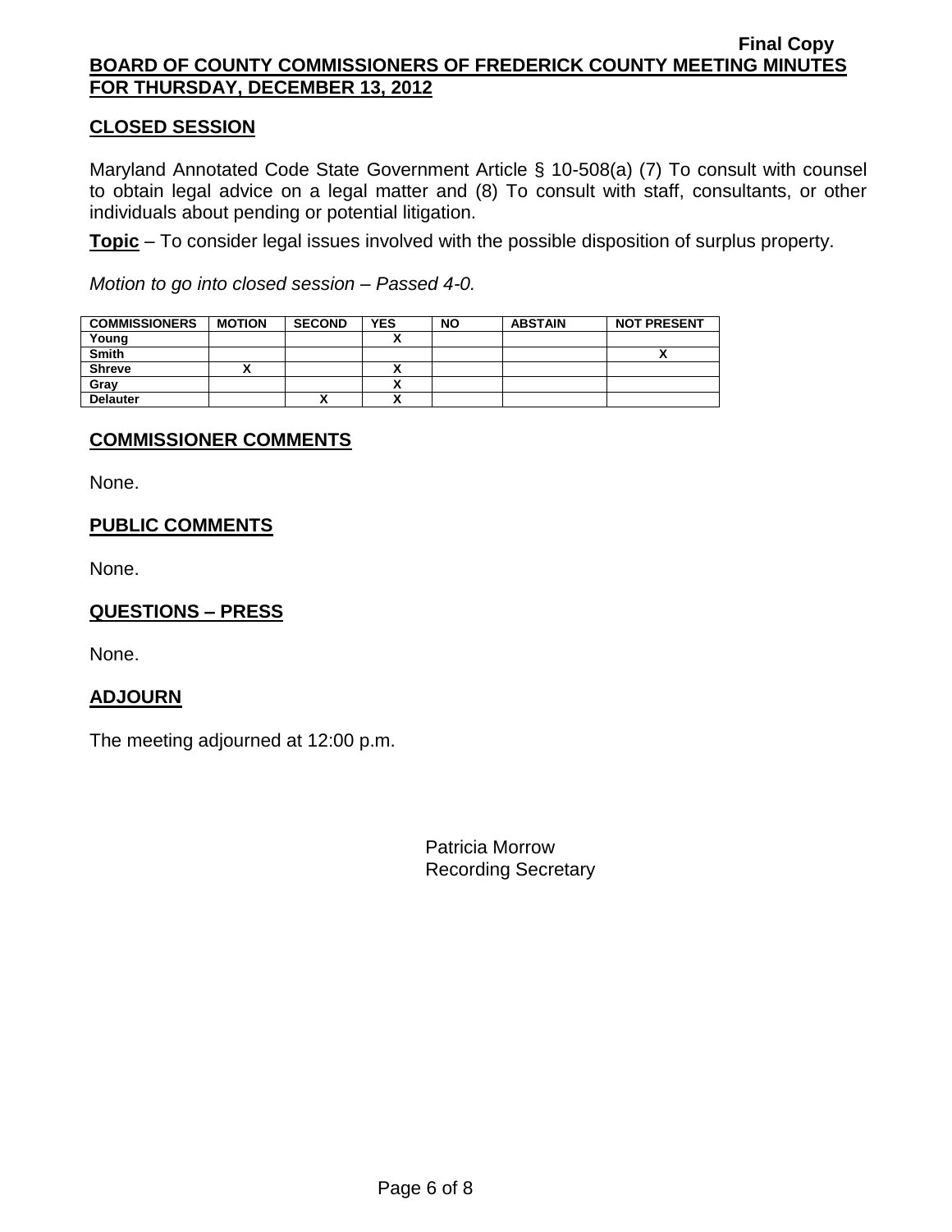## CLOSED SESSION

Maryland Annotated Code State Government Article § 10-508(a) (7) To consult with counsel to obtain legal advice on a legal matter and (8) To consult with staff, consultants, or other individuals about pending or potential litigation.

**Topic** – To consider legal issues involved with the possible disposition of surplus property.

*Motion to go into closed session – Passed 4-0.*

| COMMISSIONERS | MOTION | SECOND | YES | NO | ABSTAIN | NOT PRESENT |
|---|---|---|---|---|---|---|
| Young | | | X | | | |
| Smith | | | | | | X |
| Shreve | X | | X | | | |
| Gray | | | X | | | |
| Delauter | | X | X | | | |

## COMMISSIONER COMMENTS

None.

## PUBLIC COMMENTS

None.

## QUESTIONS – PRESS

None.

## ADJOURN

The meeting adjourned at 12:00 p.m.

Patricia Morrow
Recording Secretary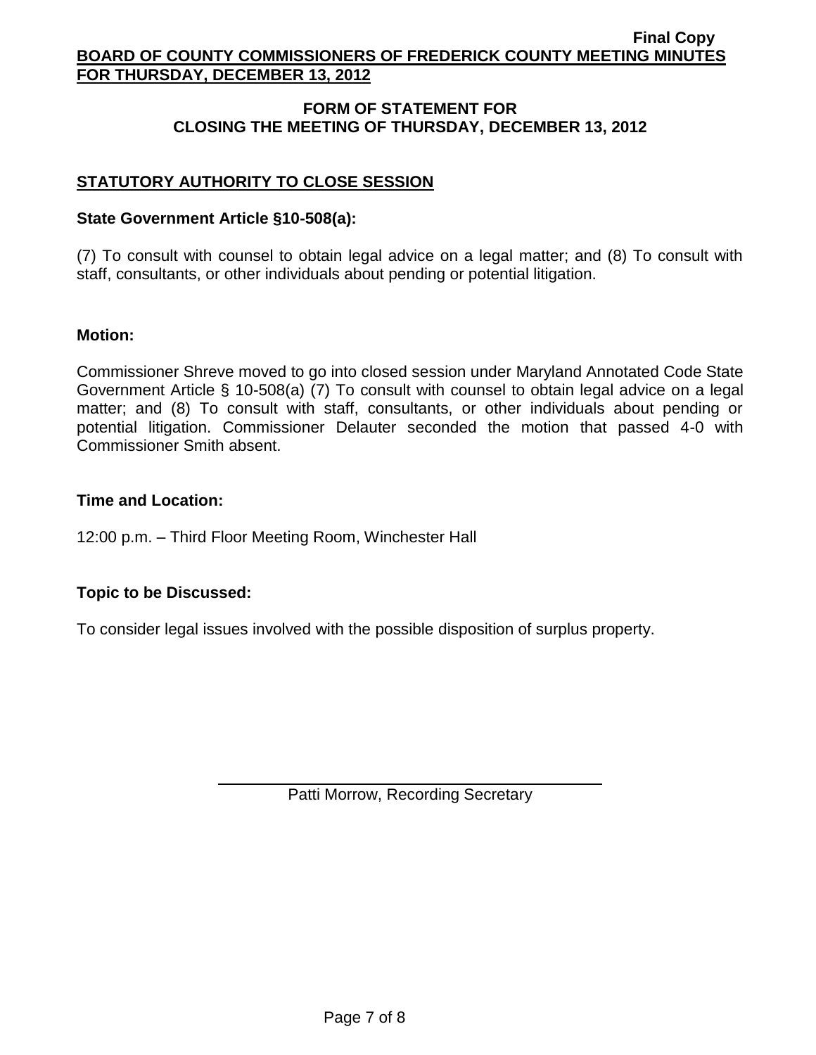## FORM OF STATEMENT FOR CLOSING THE MEETING OF THURSDAY, DECEMBER 13, 2012

### STATUTORY AUTHORITY TO CLOSE SESSION

**State Government Article §10-508(a):**

(7) To consult with counsel to obtain legal advice on a legal matter; and (8) To consult with staff, consultants, or other individuals about pending or potential litigation.

**Motion:**

Commissioner Shreve moved to go into closed session under Maryland Annotated Code State Government Article § 10-508(a) (7) To consult with counsel to obtain legal advice on a legal matter; and (8) To consult with staff, consultants, or other individuals about pending or potential litigation. Commissioner Delauter seconded the motion that passed 4-0 with Commissioner Smith absent.

**Time and Location:**

12:00 p.m. – Third Floor Meeting Room, Winchester Hall

**Topic to be Discussed:**

To consider legal issues involved with the possible disposition of surplus property.

Patti Morrow, Recording Secretary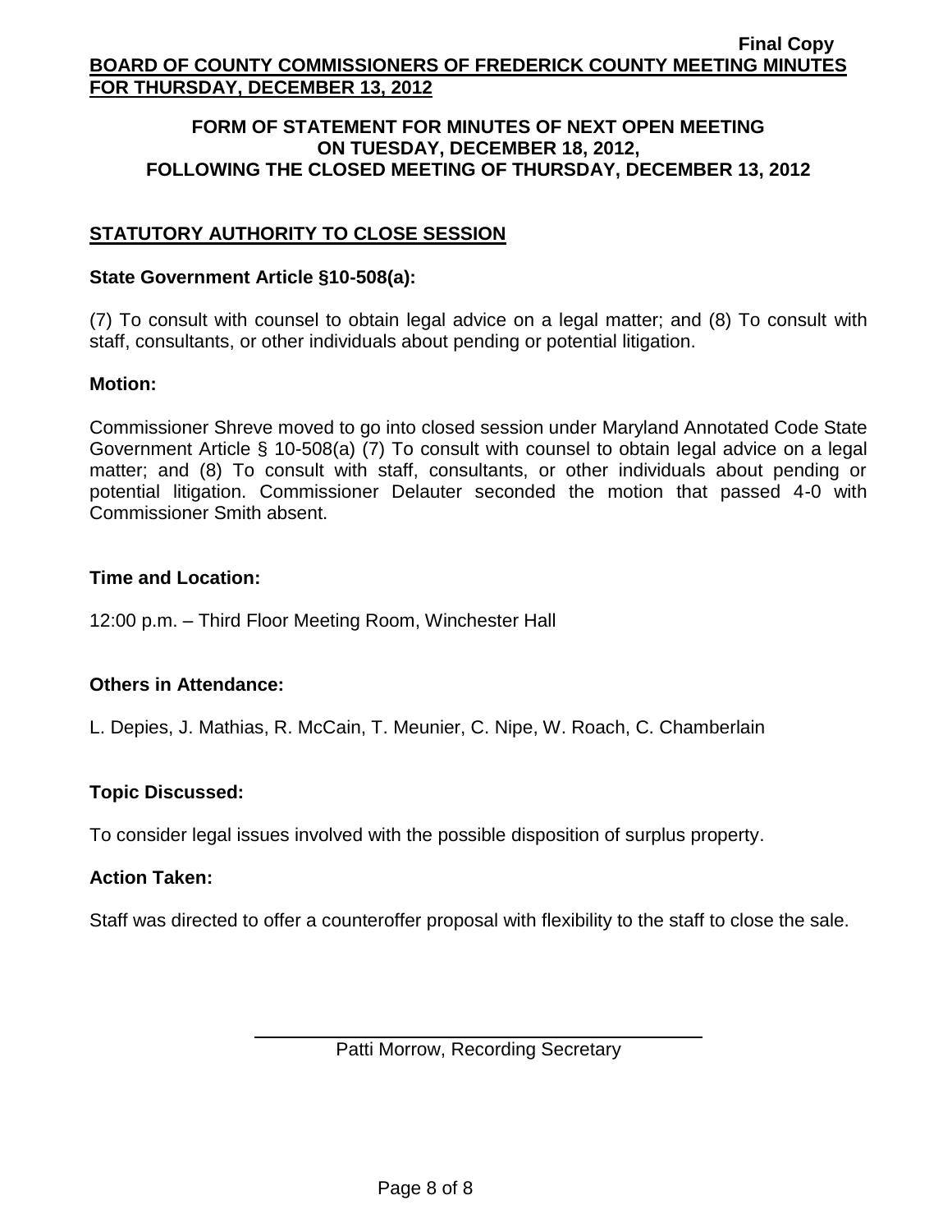**FORM OF STATEMENT FOR MINUTES OF NEXT OPEN MEETING ON TUESDAY, DECEMBER 18, 2012, FOLLOWING THE CLOSED MEETING OF THURSDAY, DECEMBER 13, 2012**

## STATUTORY AUTHORITY TO CLOSE SESSION

**State Government Article §10-508(a):**

(7) To consult with counsel to obtain legal advice on a legal matter; and (8) To consult with staff, consultants, or other individuals about pending or potential litigation.

**Motion:**

Commissioner Shreve moved to go into closed session under Maryland Annotated Code State Government Article § 10-508(a) (7) To consult with counsel to obtain legal advice on a legal matter; and (8) To consult with staff, consultants, or other individuals about pending or potential litigation. Commissioner Delauter seconded the motion that passed 4-0 with Commissioner Smith absent.

**Time and Location:**

12:00 p.m. – Third Floor Meeting Room, Winchester Hall

**Others in Attendance:**

L. Depies, J. Mathias, R. McCain, T. Meunier, C. Nipe, W. Roach, C. Chamberlain

**Topic Discussed:**

To consider legal issues involved with the possible disposition of surplus property.

**Action Taken:**

Staff was directed to offer a counteroffer proposal with flexibility to the staff to close the sale.

Patti Morrow, Recording Secretary